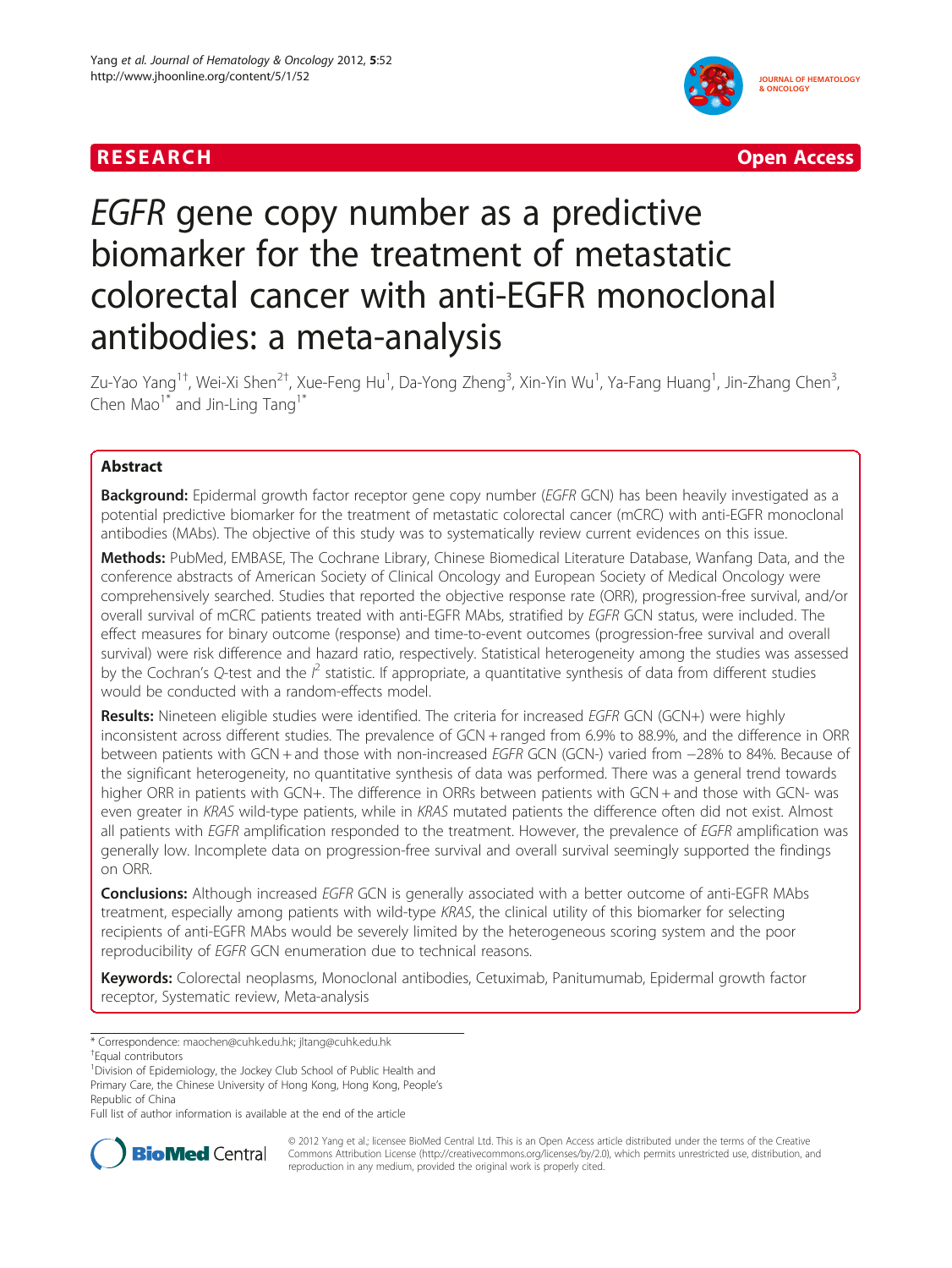RESEARCH Open Access

# *EGFR* gene copy number as a predictive biomarker for the treatment of metastatic colorectal cancer with anti-EGFR monoclonal antibodies: a meta-analysis

Zu-Yao Yang[1†], Wei-Xi Shen[2†], Xue-Feng Hu[1], Da-Yong Zheng[3], Xin-Yin Wu[1], Ya-Fang Huang[1], Jin-Zhang Chen[3], Chen Mao[1*] and Jin-Ling Tang[1*]

## Abstract

**Background:** Epidermal growth factor receptor gene copy number (*EGFR* GCN) has been heavily investigated as a potential predictive biomarker for the treatment of metastatic colorectal cancer (mCRC) with anti-EGFR monoclonal antibodies (MAbs). The objective of this study was to systematically review current evidences on this issue.

**Methods:** PubMed, EMBASE, The Cochrane Library, Chinese Biomedical Literature Database, Wanfang Data, and the conference abstracts of American Society of Clinical Oncology and European Society of Medical Oncology were comprehensively searched. Studies that reported the objective response rate (ORR), progression-free survival, and/or overall survival of mCRC patients treated with anti-EGFR MAbs, stratified by *EGFR* GCN status, were included. The effect measures for binary outcome (response) and time-to-event outcomes (progression-free survival and overall survival) were risk difference and hazard ratio, respectively. Statistical heterogeneity among the studies was assessed by the Cochran's *Q*-test and the $I^2$ statistic. If appropriate, a quantitative synthesis of data from different studies would be conducted with a random-effects model.

**Results:** Nineteen eligible studies were identified. The criteria for increased *EGFR* GCN (GCN+) were highly inconsistent across different studies. The prevalence of GCN + ranged from 6.9% to 88.9%, and the difference in ORR between patients with GCN + and those with non-increased *EGFR* GCN (GCN-) varied from −28% to 84%. Because of the significant heterogeneity, no quantitative synthesis of data was performed. There was a general trend towards higher ORR in patients with GCN+. The difference in ORRs between patients with GCN + and those with GCN- was even greater in *KRAS* wild-type patients, while in *KRAS* mutated patients the difference often did not exist. Almost all patients with *EGFR* amplification responded to the treatment. However, the prevalence of *EGFR* amplification was generally low. Incomplete data on progression-free survival and overall survival seemingly supported the findings on ORR.

**Conclusions:** Although increased *EGFR* GCN is generally associated with a better outcome of anti-EGFR MAbs treatment, especially among patients with wild-type *KRAS*, the clinical utility of this biomarker for selecting recipients of anti-EGFR MAbs would be severely limited by the heterogeneous scoring system and the poor reproducibility of *EGFR* GCN enumeration due to technical reasons.

**Keywords:** Colorectal neoplasms, Monoclonal antibodies, Cetuximab, Panitumumab, Epidermal growth factor receptor, Systematic review, Meta-analysis

\* Correspondence: maochen@cuhk.edu.hk; jltang@cuhk.edu.hk
†Equal contributors
[1]Division of Epidemiology, the Jockey Club School of Public Health and Primary Care, the Chinese University of Hong Kong, Hong Kong, People's Republic of China
Full list of author information is available at the end of the article

© 2012 Yang et al.; licensee BioMed Central Ltd. This is an Open Access article distributed under the terms of the Creative Commons Attribution License (http://creativecommons.org/licenses/by/2.0), which permits unrestricted use, distribution, and reproduction in any medium, provided the original work is properly cited.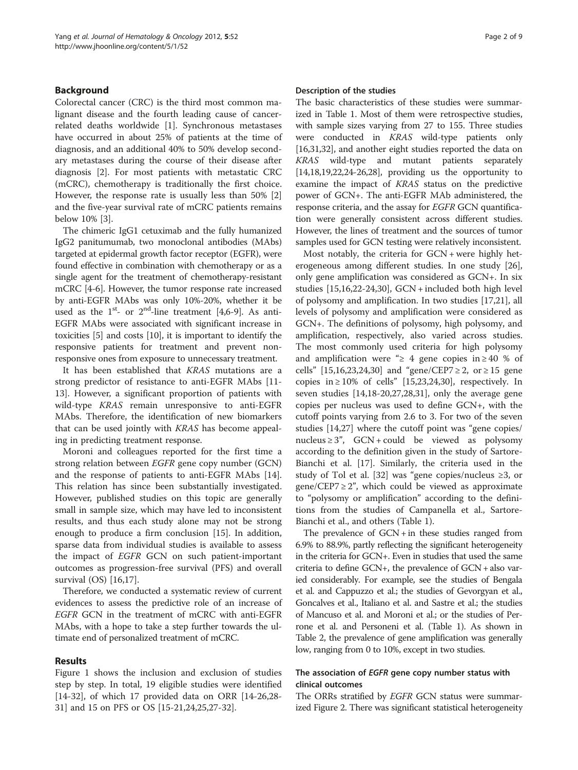## Background

Colorectal cancer (CRC) is the third most common malignant disease and the fourth leading cause of cancer-related deaths worldwide [1]. Synchronous metastases have occurred in about 25% of patients at the time of diagnosis, and an additional 40% to 50% develop secondary metastases during the course of their disease after diagnosis [2]. For most patients with metastatic CRC (mCRC), chemotherapy is traditionally the first choice. However, the response rate is usually less than 50% [2] and the five-year survival rate of mCRC patients remains below 10% [3].

The chimeric IgG1 cetuximab and the fully humanized IgG2 panitumumab, two monoclonal antibodies (MAbs) targeted at epidermal growth factor receptor (EGFR), were found effective in combination with chemotherapy or as a single agent for the treatment of chemotherapy-resistant mCRC [4-6]. However, the tumor response rate increased by anti-EGFR MAbs was only 10%-20%, whether it be used as the 1st- or 2nd-line treatment [4,6-9]. As anti-EGFR MAbs were associated with significant increase in toxicities [5] and costs [10], it is important to identify the responsive patients for treatment and prevent non-responsive ones from exposure to unnecessary treatment.

It has been established that *KRAS* mutations are a strong predictor of resistance to anti-EGFR MAbs [11-13]. However, a significant proportion of patients with wild-type *KRAS* remain unresponsive to anti-EGFR MAbs. Therefore, the identification of new biomarkers that can be used jointly with *KRAS* has become appealing in predicting treatment response.

Moroni and colleagues reported for the first time a strong relation between *EGFR* gene copy number (GCN) and the response of patients to anti-EGFR MAbs [14]. This relation has since been substantially investigated. However, published studies on this topic are generally small in sample size, which may have led to inconsistent results, and thus each study alone may not be strong enough to produce a firm conclusion [15]. In addition, sparse data from individual studies is available to assess the impact of *EGFR* GCN on such patient-important outcomes as progression-free survival (PFS) and overall survival (OS) [16,17].

Therefore, we conducted a systematic review of current evidences to assess the predictive role of an increase of *EGFR* GCN in the treatment of mCRC with anti-EGFR MAbs, with a hope to take a step further towards the ultimate end of personalized treatment of mCRC.

## Results

Figure 1 shows the inclusion and exclusion of studies step by step. In total, 19 eligible studies were identified [14-32], of which 17 provided data on ORR [14-26,28-31] and 15 on PFS or OS [15-21,24,25,27-32].

### Description of the studies

The basic characteristics of these studies were summarized in Table 1. Most of them were retrospective studies, with sample sizes varying from 27 to 155. Three studies were conducted in *KRAS* wild-type patients only [16,31,32], and another eight studies reported the data on *KRAS* wild-type and mutant patients separately [14,18,19,22,24-26,28], providing us the opportunity to examine the impact of *KRAS* status on the predictive power of GCN+. The anti-EGFR MAb administered, the response criteria, and the assay for *EGFR* GCN quantification were generally consistent across different studies. However, the lines of treatment and the sources of tumor samples used for GCN testing were relatively inconsistent.

Most notably, the criteria for GCN + were highly heterogeneous among different studies. In one study [26], only gene amplification was considered as GCN+. In six studies [15,16,22-24,30], GCN + included both high level of polysomy and amplification. In two studies [17,21], all levels of polysomy and amplification were considered as GCN+. The definitions of polysomy, high polysomy, and amplification, respectively, also varied across studies. The most commonly used criteria for high polysomy and amplification were "≥ 4 gene copies in ≥ 40 % of cells" [15,16,23,24,30] and "gene/CEP7 ≥ 2, or ≥ 15 gene copies in ≥ 10% of cells" [15,23,24,30], respectively. In seven studies [14,18-20,27,28,31], only the average gene copies per nucleus was used to define GCN+, with the cutoff points varying from 2.6 to 3. For two of the seven studies [14,27] where the cutoff point was "gene copies/nucleus ≥ 3", GCN + could be viewed as polysomy according to the definition given in the study of Sartore-Bianchi et al. [17]. Similarly, the criteria used in the study of Tol et al. [32] was "gene copies/nucleus ≥3, or gene/CEP7 ≥ 2", which could be viewed as approximate to "polysomy or amplification" according to the definitions from the studies of Campanella et al., Sartore-Bianchi et al., and others (Table 1).

The prevalence of GCN + in these studies ranged from 6.9% to 88.9%, partly reflecting the significant heterogeneity in the criteria for GCN+. Even in studies that used the same criteria to define GCN+, the prevalence of GCN + also varied considerably. For example, see the studies of Bengala et al. and Cappuzzo et al.; the studies of Gevorgyan et al., Goncalves et al., Italiano et al. and Sastre et al.; the studies of Mancuso et al. and Moroni et al.; or the studies of Perrone et al. and Personeni et al. (Table 1). As shown in Table 2, the prevalence of gene amplification was generally low, ranging from 0 to 10%, except in two studies.

### The association of *EGFR* gene copy number status with clinical outcomes

The ORRs stratified by *EGFR* GCN status were summarized Figure 2. There was significant statistical heterogeneity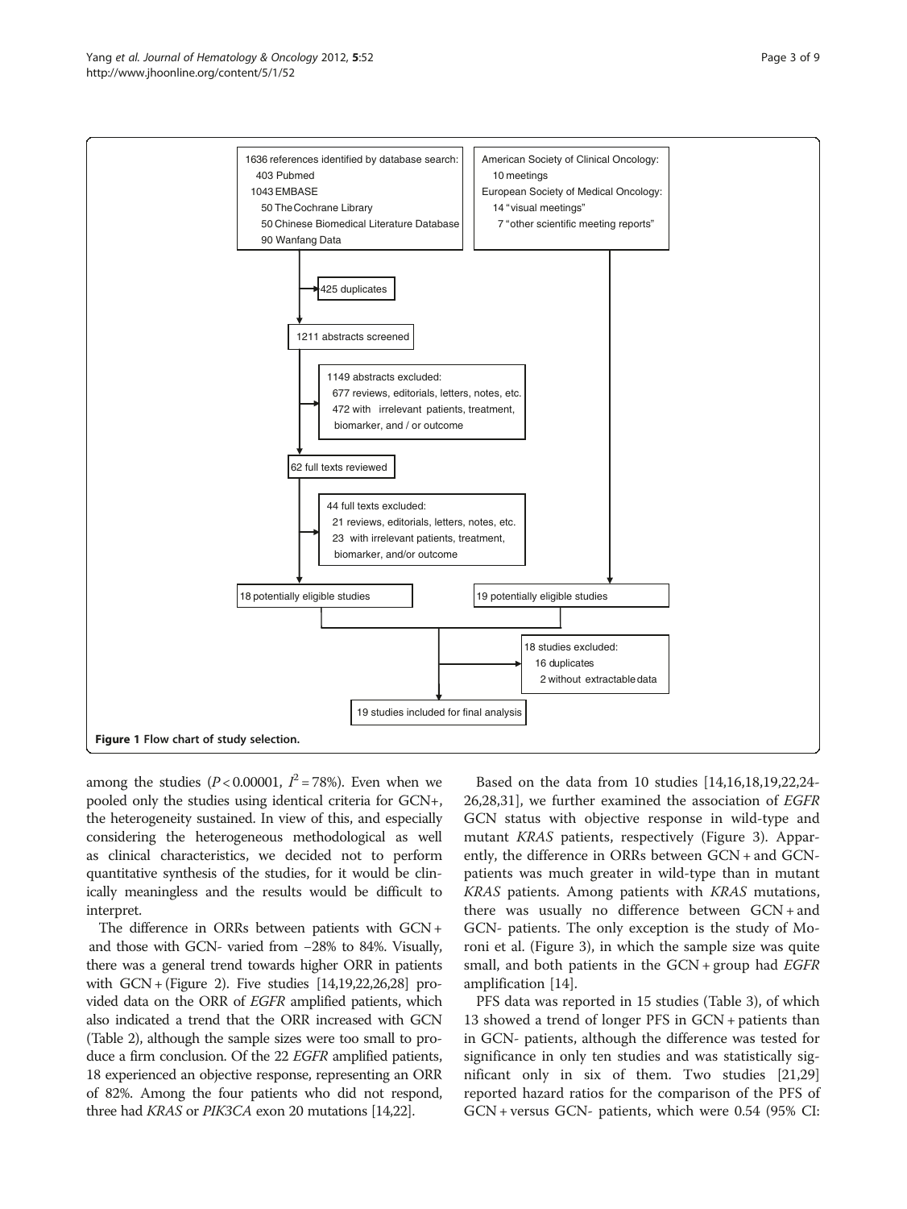1636 references identified by database search:
- 403 Pubmed
- 1043 EMBASE
- 50 The Cochrane Library
- 50 Chinese Biomedical Literature Database
- 90 Wanfang Data

American Society of Clinical Oncology:
- 10 meetings

European Society of Medical Oncology:
- 14 "visual meetings"
- 7 "other scientific meeting reports"

425 duplicates

1211 abstracts screened

1149 abstracts excluded:
- 677 reviews, editorials, letters, notes, etc.
- 472 with irrelevant patients, treatment, biomarker, and / or outcome

62 full texts reviewed

44 full texts excluded:
- 21 reviews, editorials, letters, notes, etc.
- 23 with irrelevant patients, treatment, biomarker, and/or outcome

18 potentially eligible studies

19 potentially eligible studies

18 studies excluded:
- 16 duplicates
- 2 without extractable data

19 studies included for final analysis

**Figure 1 Flow chart of study selection.**

among the studies ($P < 0.00001$, $I^2 = 78\%$). Even when we pooled only the studies using identical criteria for GCN+, the heterogeneity sustained. In view of this, and especially considering the heterogeneous methodological as well as clinical characteristics, we decided not to perform quantitative synthesis of the studies, for it would be clinically meaningless and the results would be difficult to interpret.

The difference in ORRs between patients with GCN + and those with GCN- varied from −28% to 84%. Visually, there was a general trend towards higher ORR in patients with GCN + (Figure 2). Five studies [14,19,22,26,28] provided data on the ORR of *EGFR* amplified patients, which also indicated a trend that the ORR increased with GCN (Table 2), although the sample sizes were too small to produce a firm conclusion. Of the 22 *EGFR* amplified patients, 18 experienced an objective response, representing an ORR of 82%. Among the four patients who did not respond, three had *KRAS* or *PIK3CA* exon 20 mutations [14,22].

Based on the data from 10 studies [14,16,18,19,22,24-26,28,31], we further examined the association of *EGFR* GCN status with objective response in wild-type and mutant *KRAS* patients, respectively (Figure 3). Apparently, the difference in ORRs between GCN + and GCN- patients was much greater in wild-type than in mutant *KRAS* patients. Among patients with *KRAS* mutations, there was usually no difference between GCN + and GCN- patients. The only exception is the study of Moroni et al. (Figure 3), in which the sample size was quite small, and both patients in the GCN + group had *EGFR* amplification [14].

PFS data was reported in 15 studies (Table 3), of which 13 showed a trend of longer PFS in GCN + patients than in GCN- patients, although the difference was tested for significance in only ten studies and was statistically significant only in six of them. Two studies [21,29] reported hazard ratios for the comparison of the PFS of GCN + versus GCN- patients, which were 0.54 (95% CI: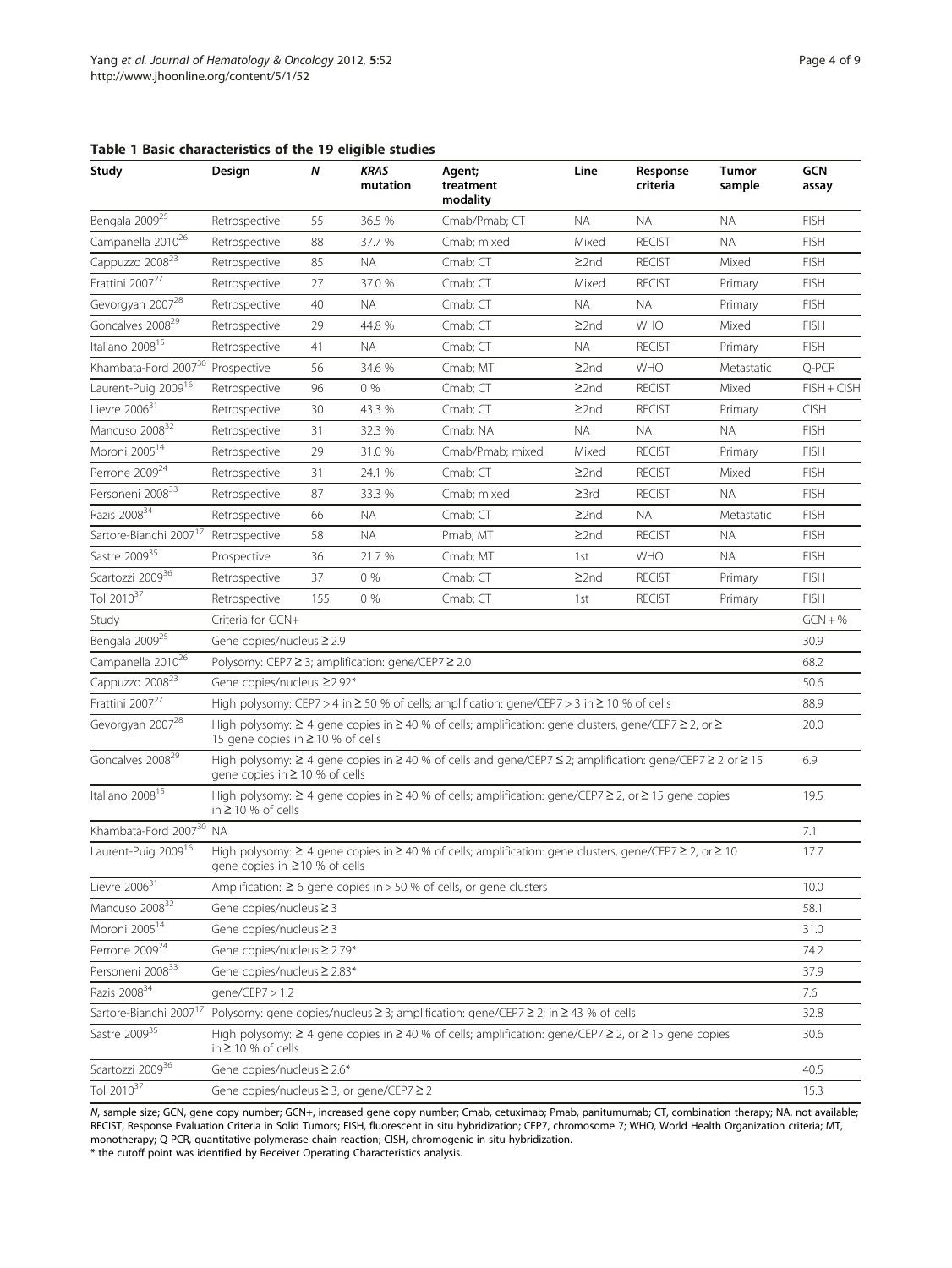**Table 1 Basic characteristics of the 19 eligible studies**

| Study | Design | N | KRAS mutation | Agent; treatment modality | Line | Response criteria | Tumor sample | GCN assay |
|---|---|---|---|---|---|---|---|---|
| Bengala 2009[25] | Retrospective | 55 | 36.5 % | Cmab/Pmab; CT | NA | NA | NA | FISH |
| Campanella 2010[26] | Retrospective | 88 | 37.7 % | Cmab; mixed | Mixed | RECIST | NA | FISH |
| Cappuzzo 2008[23] | Retrospective | 85 | NA | Cmab; CT | ≥2nd | RECIST | Mixed | FISH |
| Frattini 2007[27] | Retrospective | 27 | 37.0 % | Cmab; CT | Mixed | RECIST | Primary | FISH |
| Gevorgyan 2007[28] | Retrospective | 40 | NA | Cmab; CT | NA | NA | Primary | FISH |
| Goncalves 2008[29] | Retrospective | 29 | 44.8 % | Cmab; CT | ≥2nd | WHO | Mixed | FISH |
| Italiano 2008[15] | Retrospective | 41 | NA | Cmab; CT | NA | RECIST | Primary | FISH |
| Khambata-Ford 2007[30] | Prospective | 56 | 34.6 % | Cmab; MT | ≥2nd | WHO | Metastatic | Q-PCR |
| Laurent-Puig 2009[16] | Retrospective | 96 | 0 % | Cmab; CT | ≥2nd | RECIST | Mixed | FISH + CISH |
| Lievre 2006[31] | Retrospective | 30 | 43.3 % | Cmab; CT | ≥2nd | RECIST | Primary | CISH |
| Mancuso 2008[32] | Retrospective | 31 | 32.3 % | Cmab; NA | NA | NA | NA | FISH |
| Moroni 2005[14] | Retrospective | 29 | 31.0 % | Cmab/Pmab; mixed | Mixed | RECIST | Primary | FISH |
| Perrone 2009[24] | Retrospective | 31 | 24.1 % | Cmab; CT | ≥2nd | RECIST | Mixed | FISH |
| Personeni 2008[33] | Retrospective | 87 | 33.3 % | Cmab; mixed | ≥3rd | RECIST | NA | FISH |
| Razis 2008[34] | Retrospective | 66 | NA | Cmab; CT | ≥2nd | NA | Metastatic | FISH |
| Sartore-Bianchi 2007[17] | Retrospective | 58 | NA | Pmab; MT | ≥2nd | RECIST | NA | FISH |
| Sastre 2009[35] | Prospective | 36 | 21.7 % | Cmab; MT | 1st | WHO | NA | FISH |
| Scartozzi 2009[36] | Retrospective | 37 | 0 % | Cmab; CT | ≥2nd | RECIST | Primary | FISH |
| Tol 2010[37] | Retrospective | 155 | 0 % | Cmab; CT | 1st | RECIST | Primary | FISH |

| Study | Criteria for GCN+ | GCN + % |
|---|---|---|
| Bengala 2009[25] | Gene copies/nucleus ≥ 2.9 | 30.9 |
| Campanella 2010[26] | Polysomy: CEP7 ≥ 3; amplification: gene/CEP7 ≥ 2.0 | 68.2 |
| Cappuzzo 2008[23] | Gene copies/nucleus ≥2.92* | 50.6 |
| Frattini 2007[27] | High polysomy: CEP7 > 4 in ≥ 50 % of cells; amplification: gene/CEP7 > 3 in ≥ 10 % of cells | 88.9 |
| Gevorgyan 2007[28] | High polysomy: ≥ 4 gene copies in ≥ 40 % of cells; amplification: gene clusters, gene/CEP7 ≥ 2, or ≥ 15 gene copies in ≥ 10 % of cells | 20.0 |
| Goncalves 2008[29] | High polysomy: ≥ 4 gene copies in ≥ 40 % of cells and gene/CEP7 ≤ 2; amplification: gene/CEP7 ≥ 2 or ≥ 15 gene copies in ≥ 10 % of cells | 6.9 |
| Italiano 2008[15] | High polysomy: ≥ 4 gene copies in ≥ 40 % of cells; amplification: gene/CEP7 ≥ 2, or ≥ 15 gene copies in ≥ 10 % of cells | 19.5 |
| Khambata-Ford 2007[30] | NA | 7.1 |
| Laurent-Puig 2009[16] | High polysomy: ≥ 4 gene copies in ≥ 40 % of cells; amplification: gene clusters, gene/CEP7 ≥ 2, or ≥ 10 gene copies in ≥10 % of cells | 17.7 |
| Lievre 2006[31] | Amplification: ≥ 6 gene copies in > 50 % of cells, or gene clusters | 10.0 |
| Mancuso 2008[32] | Gene copies/nucleus ≥ 3 | 58.1 |
| Moroni 2005[14] | Gene copies/nucleus ≥ 3 | 31.0 |
| Perrone 2009[24] | Gene copies/nucleus ≥ 2.79* | 74.2 |
| Personeni 2008[33] | Gene copies/nucleus ≥ 2.83* | 37.9 |
| Razis 2008[34] | gene/CEP7 > 1.2 | 7.6 |
| Sartore-Bianchi 2007[17] | Polysomy: gene copies/nucleus ≥ 3; amplification: gene/CEP7 ≥ 2; in ≥ 43 % of cells | 32.8 |
| Sastre 2009[35] | High polysomy: ≥ 4 gene copies in ≥ 40 % of cells; amplification: gene/CEP7 ≥ 2, or ≥ 15 gene copies in ≥ 10 % of cells | 30.6 |
| Scartozzi 2009[36] | Gene copies/nucleus ≥ 2.6* | 40.5 |
| Tol 2010[37] | Gene copies/nucleus ≥ 3, or gene/CEP7 ≥ 2 | 15.3 |

*N*, sample size; GCN, gene copy number; GCN+, increased gene copy number; Cmab, cetuximab; Pmab, panitumumab; CT, combination therapy; NA, not available; RECIST, Response Evaluation Criteria in Solid Tumors; FISH, fluorescent in situ hybridization; CEP7, chromosome 7; WHO, World Health Organization criteria; MT, monotherapy; Q-PCR, quantitative polymerase chain reaction; CISH, chromogenic in situ hybridization.

\* the cutoff point was identified by Receiver Operating Characteristics analysis.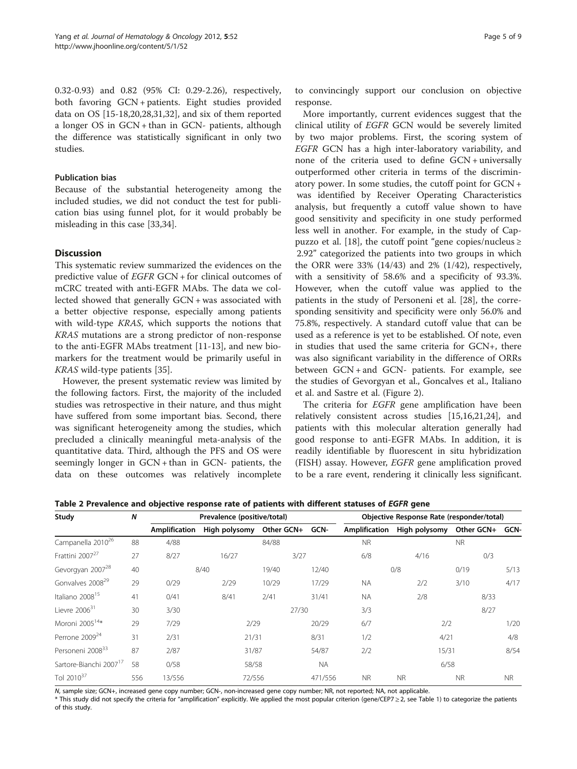0.32-0.93) and 0.82 (95% CI: 0.29-2.26), respectively, both favoring GCN + patients. Eight studies provided data on OS [15-18,20,28,31,32], and six of them reported a longer OS in GCN + than in GCN- patients, although the difference was statistically significant in only two studies.

### Publication bias

Because of the substantial heterogeneity among the included studies, we did not conduct the test for publication bias using funnel plot, for it would probably be misleading in this case [33,34].

## Discussion

This systematic review summarized the evidences on the predictive value of *EGFR* GCN + for clinical outcomes of mCRC treated with anti-EGFR MAbs. The data we collected showed that generally GCN + was associated with a better objective response, especially among patients with wild-type *KRAS*, which supports the notions that *KRAS* mutations are a strong predictor of non-response to the anti-EGFR MAbs treatment [11-13], and new biomarkers for the treatment would be primarily useful in *KRAS* wild-type patients [35].

However, the present systematic review was limited by the following factors. First, the majority of the included studies was retrospective in their nature, and thus might have suffered from some important bias. Second, there was significant heterogeneity among the studies, which precluded a clinically meaningful meta-analysis of the quantitative data. Third, although the PFS and OS were seemingly longer in GCN + than in GCN- patients, the data on these outcomes was relatively incomplete to convincingly support our conclusion on objective response.

More importantly, current evidences suggest that the clinical utility of *EGFR* GCN would be severely limited by two major problems. First, the scoring system of *EGFR* GCN has a high inter-laboratory variability, and none of the criteria used to define GCN + universally outperformed other criteria in terms of the discriminatory power. In some studies, the cutoff point for GCN + was identified by Receiver Operating Characteristics analysis, but frequently a cutoff value shown to have good sensitivity and specificity in one study performed less well in another. For example, in the study of Cappuzzo et al. [18], the cutoff point "gene copies/nucleus ≥ 2.92" categorized the patients into two groups in which the ORR were 33% (14/43) and 2% (1/42), respectively, with a sensitivity of 58.6% and a specificity of 93.3%. However, when the cutoff value was applied to the patients in the study of Personeni et al. [28], the corresponding sensitivity and specificity were only 56.0% and 75.8%, respectively. A standard cutoff value that can be used as a reference is yet to be established. Of note, even in studies that used the same criteria for GCN+, there was also significant variability in the difference of ORRs between GCN + and GCN- patients. For example, see the studies of Gevorgyan et al., Goncalves et al., Italiano et al. and Sastre et al. (Figure 2).

The criteria for *EGFR* gene amplification have been relatively consistent across studies [15,16,21,24], and patients with this molecular alteration generally had good response to anti-EGFR MAbs. In addition, it is readily identifiable by fluorescent in situ hybridization (FISH) assay. However, *EGFR* gene amplification proved to be a rare event, rendering it clinically less significant.

**Table 2 Prevalence and objective response rate of patients with different statuses of *EGFR* gene**

| Study | N | Prevalence (positive/total) | | | | Objective Response Rate (responder/total) | | | |
|---|---|---|---|---|---|---|---|---|---|
| | | Amplification | High polysomy | Other GCN+ | GCN- | Amplification | High polysomy | Other GCN+ | GCN- |
| Campanella 2010[26] | 88 | 4/88 | 84/88 | | | NR | | NR | |
| Frattini 2007[27] | 27 | 8/27 | 16/27 | 3/27 | | 6/8 | 4/16 | 0/3 | |
| Gevorgyan 2007[28] | 40 | 8/40 | | 19/40 | 12/40 | 0/8 | | 0/19 | 5/13 |
| Gonvalves 2008[29] | 29 | 0/29 | 2/29 | 10/29 | 17/29 | NA | 2/2 | 3/10 | 4/17 |
| Italiano 2008[15] | 41 | 0/41 | 8/41 | 2/41 | 31/41 | NA | 2/8 | 8/33 | |
| Lievre 2006[31] | 30 | 3/30 | 27/30 | | | 3/3 | | 8/27 | |
| Moroni 2005[14]* | 29 | 7/29 | 2/29 | | 20/29 | 6/7 | 2/2 | | 1/20 |
| Perrone 2009[24] | 31 | 2/31 | 21/31 | | 8/31 | 1/2 | 4/21 | | 4/8 |
| Personeni 2008[33] | 87 | 2/87 | 31/87 | | 54/87 | 2/2 | 15/31 | | 8/54 |
| Sartore-Bianchi 2007[17] | 58 | 0/58 | 58/58 | | NA | 6/58 | | | |
| Tol 2010[37] | 556 | 13/556 | 72/556 | | 471/556 | NR | NR | NR | NR |

*N*, sample size; GCN+, increased gene copy number; GCN-, non-increased gene copy number; NR, not reported; NA, not applicable.

* This study did not specify the criteria for "amplification" explicitly. We applied the most popular criterion (gene/CEP7 ≥ 2, see Table 1) to categorize the patients of this study.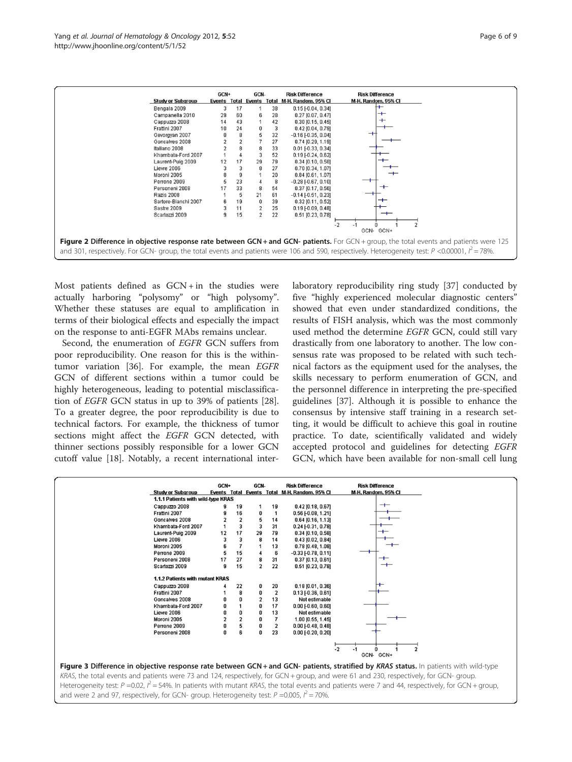| Study or Subgroup | GCN+ Events | GCN+ Total | GCN- Events | GCN- Total | Risk Difference M-H, Random, 95% CI |
|---|---|---|---|---|---|
| Bengala 2009 | 3 | 17 | 1 | 38 | 0.15 [-0.04, 0.34] |
| Campanella 2010 | 29 | 60 | 6 | 28 | 0.27 [0.07, 0.47] |
| Cappuzzo 2008 | 14 | 43 | 1 | 42 | 0.30 [0.15, 0.45] |
| Frattini 2007 | 10 | 24 | 0 | 3 | 0.42 [0.04, 0.79] |
| Gevorgyan 2007 | 0 | 8 | 5 | 32 | -0.16 [-0.35, 0.04] |
| Goncalves 2008 | 2 | 2 | 7 | 27 | 0.74 [0.29, 1.19] |
| Italiano 2008 | 2 | 8 | 8 | 33 | 0.01 [-0.33, 0.34] |
| Khambata-Ford 2007 | 1 | 4 | 3 | 52 | 0.19 [-0.24, 0.62] |
| Laurent-Puig 2009 | 12 | 17 | 29 | 79 | 0.34 [0.10, 0.58] |
| Lievre 2006 | 3 | 3 | 8 | 27 | 0.70 [0.34, 1.07] |
| Moroni 2005 | 8 | 9 | 1 | 20 | 0.84 [0.61, 1.07] |
| Perrone 2009 | 5 | 23 | 4 | 8 | -0.28 [-0.67, 0.10] |
| Personeni 2008 | 17 | 33 | 8 | 54 | 0.37 [0.17, 0.56] |
| Razis 2008 | 1 | 5 | 21 | 61 | -0.14 [-0.51, 0.23] |
| Sartore-Bianchi 2007 | 6 | 19 | 0 | 39 | 0.32 [0.11, 0.52] |
| Sastre 2009 | 3 | 11 | 2 | 25 | 0.19 [-0.09, 0.48] |
| Scartozzi 2009 | 9 | 15 | 2 | 22 | 0.51 [0.23, 0.78] |

**Figure 2 Difference in objective response rate between GCN + and GCN- patients.** For GCN + group, the total events and patients were 125 and 301, respectively. For GCN- group, the total events and patients were 106 and 590, respectively. Heterogeneity test: $P < 0.00001$, $I^2 = 78\%$.

Most patients defined as GCN + in the studies were actually harboring "polysomy" or "high polysomy". Whether these statuses are equal to amplification in terms of their biological effects and especially the impact on the response to anti-EGFR MAbs remains unclear.

Second, the enumeration of *EGFR* GCN suffers from poor reproducibility. One reason for this is the within-tumor variation [36]. For example, the mean *EGFR* GCN of different sections within a tumor could be highly heterogeneous, leading to potential misclassification of *EGFR* GCN status in up to 39% of patients [28]. To a greater degree, the poor reproducibility is due to technical factors. For example, the thickness of tumor sections might affect the *EGFR* GCN detected, with thinner sections possibly responsible for a lower GCN cutoff value [18]. Notably, a recent international inter-laboratory reproducibility ring study [37] conducted by five "highly experienced molecular diagnostic centers" showed that even under standardized conditions, the results of FISH analysis, which was the most commonly used method the determine *EGFR* GCN, could still vary drastically from one laboratory to another. The low consensus rate was proposed to be related with such technical factors as the equipment used for the analyses, the skills necessary to perform enumeration of GCN, and the personnel difference in interpreting the pre-specified guidelines [37]. Although it is possible to enhance the consensus by intensive staff training in a research setting, it would be difficult to achieve this goal in routine practice. To date, scientifically validated and widely accepted protocol and guidelines for detecting *EGFR* GCN, which have been available for non-small cell lung

| Study or Subgroup | GCN+ Events | GCN+ Total | GCN- Events | GCN- Total | Risk Difference M-H, Random, 95% CI |
|---|---|---|---|---|---|
| **1.1.1 Patients with wild-type KRAS** | | | | | |
| Cappuzzo 2008 | 9 | 19 | 1 | 19 | 0.42 [0.18, 0.67] |
| Frattini 2007 | 9 | 16 | 0 | 1 | 0.56 [-0.08, 1.21] |
| Goncalves 2008 | 2 | 2 | 5 | 14 | 0.64 [0.16, 1.13] |
| Khambata-Ford 2007 | 1 | 3 | 3 | 31 | 0.24 [-0.31, 0.78] |
| Laurent-Puig 2009 | 12 | 17 | 29 | 79 | 0.34 [0.10, 0.58] |
| Lievre 2006 | 3 | 3 | 8 | 14 | 0.43 [0.02, 0.84] |
| Moroni 2005 | 6 | 7 | 1 | 13 | 0.78 [0.48, 1.08] |
| Perrone 2009 | 5 | 15 | 4 | 6 | -0.33 [-0.78, 0.11] |
| Personeni 2008 | 17 | 27 | 8 | 31 | 0.37 [0.13, 0.61] |
| Scartozzi 2009 | 9 | 15 | 2 | 22 | 0.51 [0.23, 0.78] |
| **1.1.2 Patients with mutant KRAS** | | | | | |
| Cappuzzo 2008 | 4 | 22 | 0 | 20 | 0.18 [0.01, 0.36] |
| Frattini 2007 | 1 | 8 | 0 | 2 | 0.13 [-0.36, 0.61] |
| Goncalves 2008 | 0 | 0 | 2 | 13 | Not estimable |
| Khambata-Ford 2007 | 0 | 1 | 0 | 17 | 0.00 [-0.60, 0.60] |
| Lievre 2006 | 0 | 0 | 0 | 13 | Not estimable |
| Moroni 2005 | 2 | 2 | 0 | 7 | 1.00 [0.55, 1.45] |
| Perrone 2009 | 0 | 5 | 0 | 2 | 0.00 [-0.48, 0.48] |
| Personeni 2008 | 0 | 6 | 0 | 23 | 0.00 [-0.20, 0.20] |

**Figure 3 Difference in objective response rate between GCN + and GCN- patients, stratified by *KRAS* status.** In patients with wild-type *KRAS*, the total events and patients were 73 and 124, respectively, for GCN + group, and were 61 and 230, respectively, for GCN- group. Heterogeneity test: $P = 0.02$, $I^2 = 54\%$. In patients with mutant *KRAS*, the total events and patients were 7 and 44, respectively, for GCN + group, and were 2 and 97, respectively, for GCN- group. Heterogeneity test: $P = 0.005$, $I^2 = 70\%$.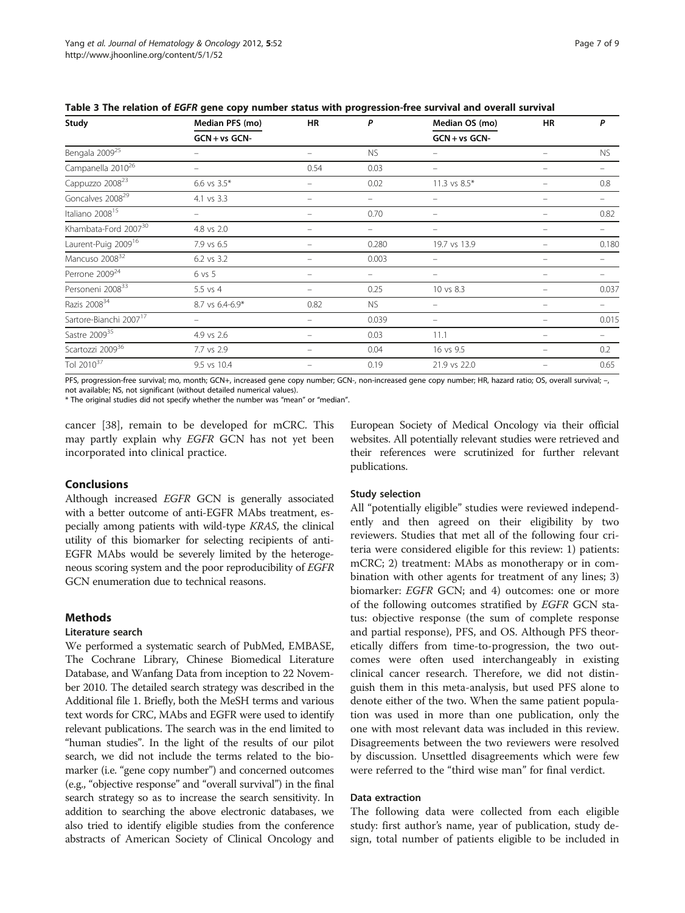**Table 3 The relation of *EGFR* gene copy number status with progression-free survival and overall survival**

| Study | Median PFS (mo) GCN + vs GCN- | HR | P | Median OS (mo) GCN + vs GCN- | HR | P |
|---|---|---|---|---|---|---|
| Bengala 2009[25] | – | – | NS | – | – | NS |
| Campanella 2010[26] | – | 0.54 | 0.03 | – | – | – |
| Cappuzzo 2008[23] | 6.6 vs 3.5* | – | 0.02 | 11.3 vs 8.5* | – | 0.8 |
| Goncalves 2008[29] | 4.1 vs 3.3 | – | – | – | – | – |
| Italiano 2008[15] | – | – | 0.70 | – | – | 0.82 |
| Khambata-Ford 2007[30] | 4.8 vs 2.0 | – | – | – | – | – |
| Laurent-Puig 2009[16] | 7.9 vs 6.5 | – | 0.280 | 19.7 vs 13.9 | – | 0.180 |
| Mancuso 2008[32] | 6.2 vs 3.2 | – | 0.003 | – | – | – |
| Perrone 2009[24] | 6 vs 5 | – | – | – | – | – |
| Personeni 2008[33] | 5.5 vs 4 | – | 0.25 | 10 vs 8.3 | – | 0.037 |
| Razis 2008[34] | 8.7 vs 6.4-6.9* | 0.82 | NS | – | – | – |
| Sartore-Bianchi 2007[17] | – | – | 0.039 | – | – | 0.015 |
| Sastre 2009[35] | 4.9 vs 2.6 | – | 0.03 | 11.1 | – | – |
| Scartozzi 2009[36] | 7.7 vs 2.9 | – | 0.04 | 16 vs 9.5 | – | 0.2 |
| Tol 2010[37] | 9.5 vs 10.4 | – | 0.19 | 21.9 vs 22.0 | – | 0.65 |

PFS, progression-free survival; mo, month; GCN+, increased gene copy number; GCN-, non-increased gene copy number; HR, hazard ratio; OS, overall survival; –, not available; NS, not significant (without detailed numerical values).
\* The original studies did not specify whether the number was "mean" or "median".

cancer [38], remain to be developed for mCRC. This may partly explain why *EGFR* GCN has not yet been incorporated into clinical practice.

## Conclusions

Although increased *EGFR* GCN is generally associated with a better outcome of anti-EGFR MAbs treatment, especially among patients with wild-type *KRAS*, the clinical utility of this biomarker for selecting recipients of anti-EGFR MAbs would be severely limited by the heterogeneous scoring system and the poor reproducibility of *EGFR* GCN enumeration due to technical reasons.

## Methods

### Literature search

We performed a systematic search of PubMed, EMBASE, The Cochrane Library, Chinese Biomedical Literature Database, and Wanfang Data from inception to 22 November 2010. The detailed search strategy was described in the Additional file 1. Briefly, both the MeSH terms and various text words for CRC, MAbs and EGFR were used to identify relevant publications. The search was in the end limited to "human studies". In the light of the results of our pilot search, we did not include the terms related to the biomarker (i.e. "gene copy number") and concerned outcomes (e.g., "objective response" and "overall survival") in the final search strategy so as to increase the search sensitivity. In addition to searching the above electronic databases, we also tried to identify eligible studies from the conference abstracts of American Society of Clinical Oncology and European Society of Medical Oncology via their official websites. All potentially relevant studies were retrieved and their references were scrutinized for further relevant publications.

### Study selection

All "potentially eligible" studies were reviewed independently and then agreed on their eligibility by two reviewers. Studies that met all of the following four criteria were considered eligible for this review: 1) patients: mCRC; 2) treatment: MAbs as monotherapy or in combination with other agents for treatment of any lines; 3) biomarker: *EGFR* GCN; and 4) outcomes: one or more of the following outcomes stratified by *EGFR* GCN status: objective response (the sum of complete response and partial response), PFS, and OS. Although PFS theoretically differs from time-to-progression, the two outcomes were often used interchangeably in existing clinical cancer research. Therefore, we did not distinguish them in this meta-analysis, but used PFS alone to denote either of the two. When the same patient population was used in more than one publication, only the one with most relevant data was included in this review. Disagreements between the two reviewers were resolved by discussion. Unsettled disagreements which were few were referred to the "third wise man" for final verdict.

### Data extraction

The following data were collected from each eligible study: first author's name, year of publication, study design, total number of patients eligible to be included in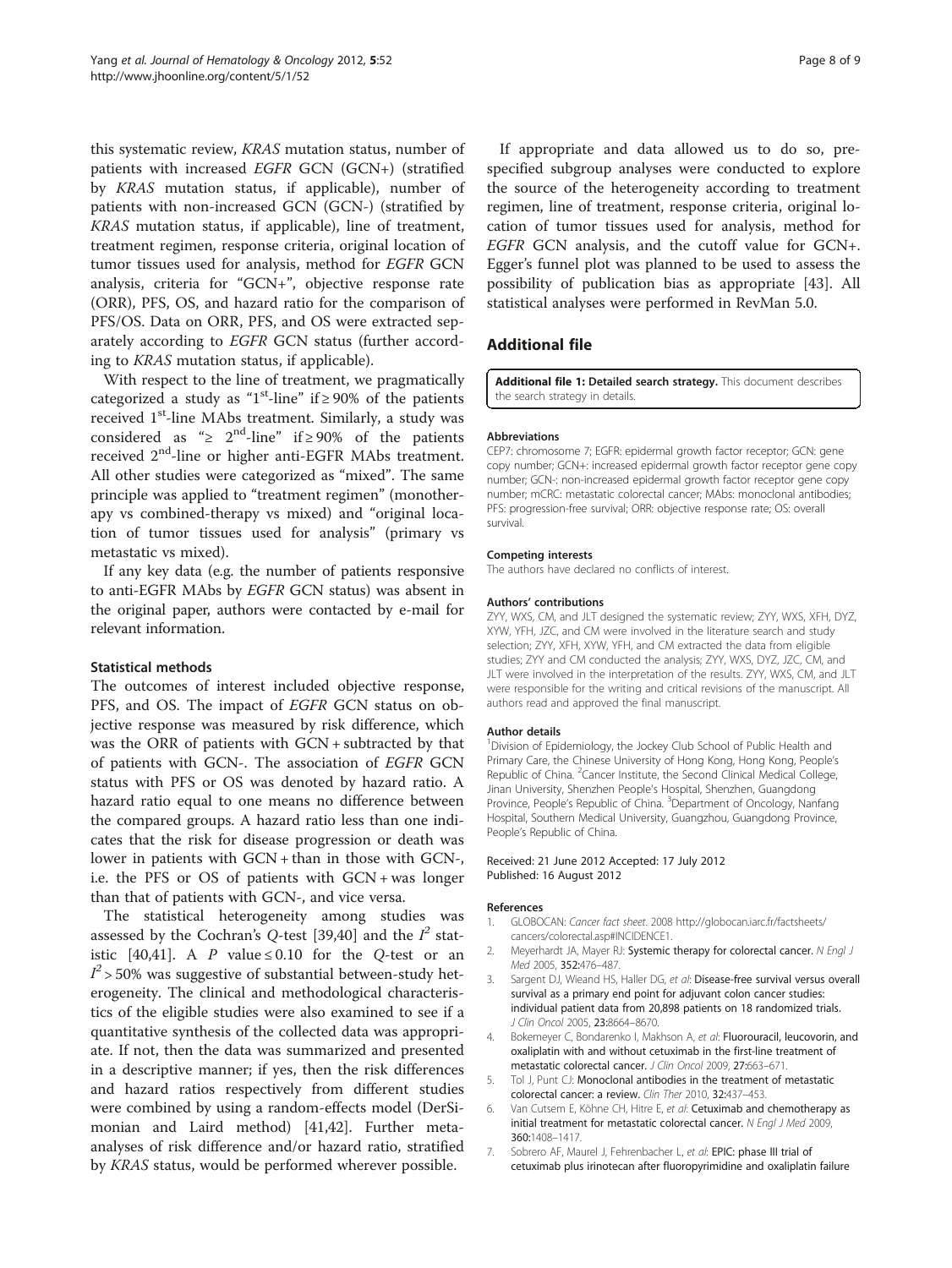this systematic review, *KRAS* mutation status, number of patients with increased *EGFR* GCN (GCN+) (stratified by *KRAS* mutation status, if applicable), number of patients with non-increased GCN (GCN-) (stratified by *KRAS* mutation status, if applicable), line of treatment, treatment regimen, response criteria, original location of tumor tissues used for analysis, method for *EGFR* GCN analysis, criteria for "GCN+", objective response rate (ORR), PFS, OS, and hazard ratio for the comparison of PFS/OS. Data on ORR, PFS, and OS were extracted separately according to *EGFR* GCN status (further according to *KRAS* mutation status, if applicable).

With respect to the line of treatment, we pragmatically categorized a study as "1st-line" if ≥ 90% of the patients received 1st-line MAbs treatment. Similarly, a study was considered as "≥ 2nd-line" if ≥ 90% of the patients received 2nd-line or higher anti-EGFR MAbs treatment. All other studies were categorized as "mixed". The same principle was applied to "treatment regimen" (monotherapy vs combined-therapy vs mixed) and "original location of tumor tissues used for analysis" (primary vs metastatic vs mixed).

If any key data (e.g. the number of patients responsive to anti-EGFR MAbs by *EGFR* GCN status) was absent in the original paper, authors were contacted by e-mail for relevant information.

### Statistical methods

The outcomes of interest included objective response, PFS, and OS. The impact of *EGFR* GCN status on objective response was measured by risk difference, which was the ORR of patients with GCN + subtracted by that of patients with GCN-. The association of *EGFR* GCN status with PFS or OS was denoted by hazard ratio. A hazard ratio equal to one means no difference between the compared groups. A hazard ratio less than one indicates that the risk for disease progression or death was lower in patients with GCN + than in those with GCN-, i.e. the PFS or OS of patients with GCN + was longer than that of patients with GCN-, and vice versa.

The statistical heterogeneity among studies was assessed by the Cochran's *Q*-test [39,40] and the $I^2$ statistic [40,41]. A *P* value ≤ 0.10 for the *Q*-test or an $I^2 > 50\%$ was suggestive of substantial between-study heterogeneity. The clinical and methodological characteristics of the eligible studies were also examined to see if a quantitative synthesis of the collected data was appropriate. If not, then the data was summarized and presented in a descriptive manner; if yes, then the risk differences and hazard ratios respectively from different studies were combined by using a random-effects model (DerSimonian and Laird method) [41,42]. Further meta-analyses of risk difference and/or hazard ratio, stratified by *KRAS* status, would be performed wherever possible.

If appropriate and data allowed us to do so, pre-specified subgroup analyses were conducted to explore the source of the heterogeneity according to treatment regimen, line of treatment, response criteria, original location of tumor tissues used for analysis, method for *EGFR* GCN analysis, and the cutoff value for GCN+. Egger's funnel plot was planned to be used to assess the possibility of publication bias as appropriate [43]. All statistical analyses were performed in RevMan 5.0.

## Additional file

**Additional file 1: Detailed search strategy.** This document describes the search strategy in details.

#### Abbreviations

CEP7: chromosome 7; EGFR: epidermal growth factor receptor; GCN: gene copy number; GCN+: increased epidermal growth factor receptor gene copy number; GCN-: non-increased epidermal growth factor receptor gene copy number; mCRC: metastatic colorectal cancer; MAbs: monoclonal antibodies; PFS: progression-free survival; ORR: objective response rate; OS: overall survival.

#### Competing interests

The authors have declared no conflicts of interest.

#### Authors' contributions

ZYY, WXS, CM, and JLT designed the systematic review; ZYY, WXS, XFH, DYZ, XYW, YFH, JZC, and CM were involved in the literature search and study selection; ZYY, XFH, XYW, YFH, and CM extracted the data from eligible studies; ZYY and CM conducted the analysis; ZYY, WXS, DYZ, JZC, CM, and JLT were involved in the interpretation of the results. ZYY, WXS, CM, and JLT were responsible for the writing and critical revisions of the manuscript. All authors read and approved the final manuscript.

#### Author details

[1]Division of Epidemiology, the Jockey Club School of Public Health and Primary Care, the Chinese University of Hong Kong, Hong Kong, People's Republic of China. [2]Cancer Institute, the Second Clinical Medical College, Jinan University, Shenzhen People's Hospital, Shenzhen, Guangdong Province, People's Republic of China. [3]Department of Oncology, Nanfang Hospital, Southern Medical University, Guangzhou, Guangdong Province, People's Republic of China.

Received: 21 June 2012 Accepted: 17 July 2012
Published: 16 August 2012

#### References

1. GLOBOCAN: *Cancer fact sheet*. 2008 http://globocan.iarc.fr/factsheets/cancers/colorectal.asp#INCIDENCE1.
2. Meyerhardt JA, Mayer RJ: **Systemic therapy for colorectal cancer.** *N Engl J Med* 2005, **352:**476–487.
3. Sargent DJ, Wieand HS, Haller DG, *et al*: **Disease-free survival versus overall survival as a primary end point for adjuvant colon cancer studies: individual patient data from 20,898 patients on 18 randomized trials.** *J Clin Oncol* 2005, **23:**8664–8670.
4. Bokemeyer C, Bondarenko I, Makhson A, *et al*: **Fluorouracil, leucovorin, and oxaliplatin with and without cetuximab in the first-line treatment of metastatic colorectal cancer.** *J Clin Oncol* 2009, **27:**663–671.
5. Tol J, Punt CJ: **Monoclonal antibodies in the treatment of metastatic colorectal cancer: a review.** *Clin Ther* 2010, **32:**437–453.
6. Van Cutsem E, Köhne CH, Hitre E, *et al*: **Cetuximab and chemotherapy as initial treatment for metastatic colorectal cancer.** *N Engl J Med* 2009, **360:**1408–1417.
7. Sobrero AF, Maurel J, Fehrenbacher L, *et al*: **EPIC: phase III trial of cetuximab plus irinotecan after fluoropyrimidine and oxaliplatin failure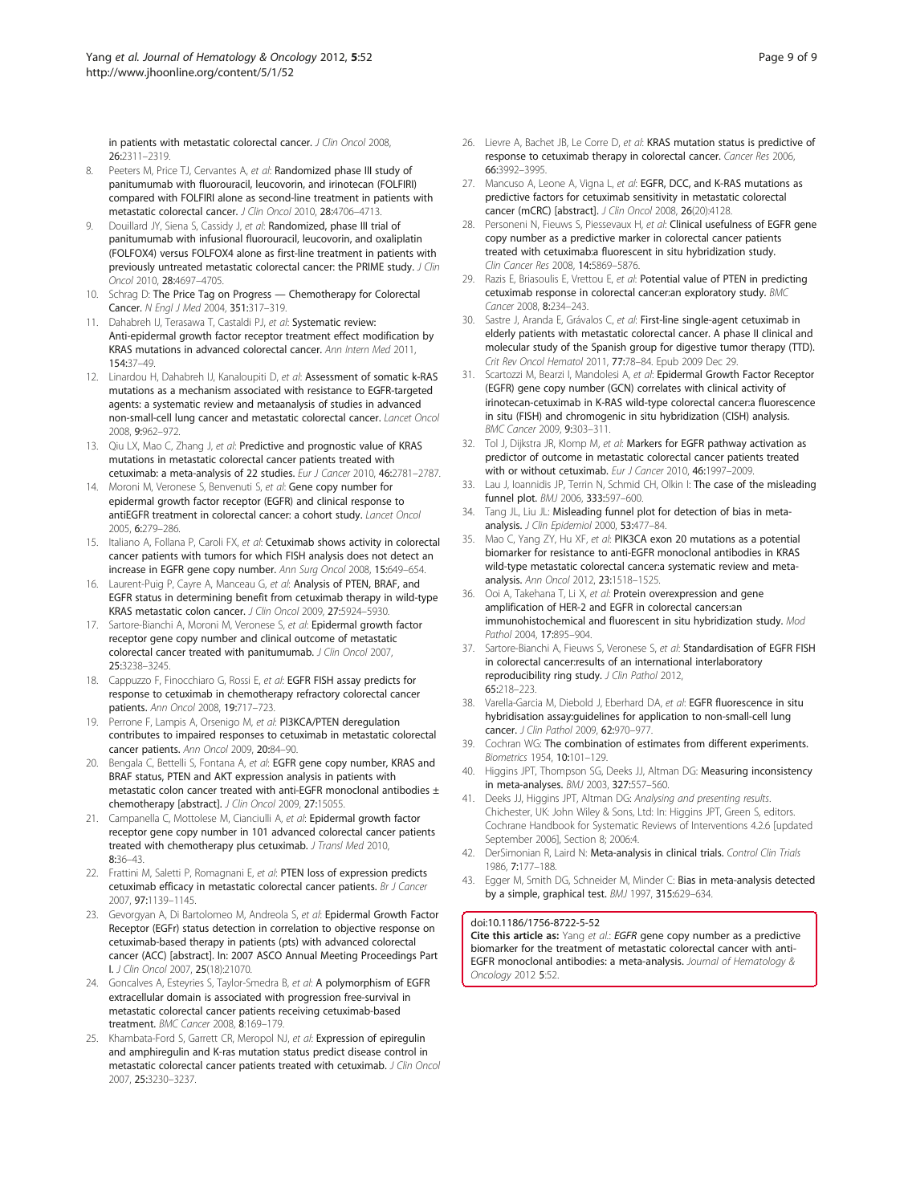in patients with metastatic colorectal cancer. *J Clin Oncol* 2008, **26**:2311–2319.

8. Peeters M, Price TJ, Cervantes A, *et al*: **Randomized phase III study of panitumumab with fluorouracil, leucovorin, and irinotecan (FOLFIRI) compared with FOLFIRI alone as second-line treatment in patients with metastatic colorectal cancer.** *J Clin Oncol* 2010, **28**:4706–4713.
9. Douillard JY, Siena S, Cassidy J, *et al*: **Randomized, phase III trial of panitumumab with infusional fluorouracil, leucovorin, and oxaliplatin (FOLFOX4) versus FOLFOX4 alone as first-line treatment in patients with previously untreated metastatic colorectal cancer: the PRIME study.** *J Clin Oncol* 2010, **28**:4697–4705.
10. Schrag D: **The Price Tag on Progress — Chemotherapy for Colorectal Cancer.** *N Engl J Med* 2004, **351**:317–319.
11. Dahabreh IJ, Terasawa T, Castaldi PJ, *et al*: **Systematic review: Anti-epidermal growth factor receptor treatment effect modification by KRAS mutations in advanced colorectal cancer.** *Ann Intern Med* 2011, **154**:37–49.
12. Linardou H, Dahabreh IJ, Kanaloupiti D, *et al*: **Assessment of somatic k-RAS mutations as a mechanism associated with resistance to EGFR-targeted agents: a systematic review and metaanalysis of studies in advanced non-small-cell lung cancer and metastatic colorectal cancer.** *Lancet Oncol* 2008, **9**:962–972.
13. Qiu LX, Mao C, Zhang J, *et al*: **Predictive and prognostic value of KRAS mutations in metastatic colorectal cancer patients treated with cetuximab: a meta-analysis of 22 studies.** *Eur J Cancer* 2010, **46**:2781–2787.
14. Moroni M, Veronese S, Benvenuti S, *et al*: **Gene copy number for epidermal growth factor receptor (EGFR) and clinical response to antiEGFR treatment in colorectal cancer: a cohort study.** *Lancet Oncol* 2005, **6**:279–286.
15. Italiano A, Follana P, Caroli FX, *et al*: **Cetuximab shows activity in colorectal cancer patients with tumors for which FISH analysis does not detect an increase in EGFR gene copy number.** *Ann Surg Oncol* 2008, **15**:649–654.
16. Laurent-Puig P, Cayre A, Manceau G, *et al*: **Analysis of PTEN, BRAF, and EGFR status in determining benefit from cetuximab therapy in wild-type KRAS metastatic colon cancer.** *J Clin Oncol* 2009, **27**:5924–5930.
17. Sartore-Bianchi A, Moroni M, Veronese S, *et al*: **Epidermal growth factor receptor gene copy number and clinical outcome of metastatic colorectal cancer treated with panitumumab.** *J Clin Oncol* 2007, **25**:3238–3245.
18. Cappuzzo F, Finocchiaro G, Rossi E, *et al*: **EGFR FISH assay predicts for response to cetuximab in chemotherapy refractory colorectal cancer patients.** *Ann Oncol* 2008, **19**:717–723.
19. Perrone F, Lampis A, Orsenigo M, *et al*: **PI3KCA/PTEN deregulation contributes to impaired responses to cetuximab in metastatic colorectal cancer patients.** *Ann Oncol* 2009, **20**:84–90.
20. Bengala C, Bettelli S, Fontana A, *et al*: **EGFR gene copy number, KRAS and BRAF status, PTEN and AKT expression analysis in patients with metastatic colon cancer treated with anti-EGFR monoclonal antibodies ± chemotherapy [abstract].** *J Clin Oncol* 2009, **27**:15055.
21. Campanella C, Mottolese M, Cianciulli A, *et al*: **Epidermal growth factor receptor gene copy number in 101 advanced colorectal cancer patients treated with chemotherapy plus cetuximab.** *J Transl Med* 2010, **8**:36–43.
22. Frattini M, Saletti P, Romagnani E, *et al*: **PTEN loss of expression predicts cetuximab efficacy in metastatic colorectal cancer patients.** *Br J Cancer* 2007, **97**:1139–1145.
23. Gevorgyan A, Di Bartolomeo M, Andreola S, *et al*: **Epidermal Growth Factor Receptor (EGFr) status detection in correlation to objective response on cetuximab-based therapy in patients (pts) with advanced colorectal cancer (ACC) [abstract].** In: 2007 ASCO Annual Meeting Proceedings Part I. *J Clin Oncol* 2007, **25**(18):21070.
24. Goncalves A, Esteyries S, Taylor-Smedra B, *et al*: **A polymorphism of EGFR extracellular domain is associated with progression free-survival in metastatic colorectal cancer patients receiving cetuximab-based treatment.** *BMC Cancer* 2008, **8**:169–179.
25. Khambata-Ford S, Garrett CR, Meropol NJ, *et al*: **Expression of epiregulin and amphiregulin and K-ras mutation status predict disease control in metastatic colorectal cancer patients treated with cetuximab.** *J Clin Oncol* 2007, **25**:3230–3237.
26. Lievre A, Bachet JB, Le Corre D, *et al*: **KRAS mutation status is predictive of response to cetuximab therapy in colorectal cancer.** *Cancer Res* 2006, **66**:3992–3995.
27. Mancuso A, Leone A, Vigna L, *et al*: **EGFR, DCC, and K-RAS mutations as predictive factors for cetuximab sensitivity in metastatic colorectal cancer (mCRC) [abstract].** *J Clin Oncol* 2008, **26**(20):4128.
28. Personeni N, Fieuws S, Piessevaux H, *et al*: **Clinical usefulness of EGFR gene copy number as a predictive marker in colorectal cancer patients treated with cetuximab:a fluorescent in situ hybridization study.** *Clin Cancer Res* 2008, **14**:5869–5876.
29. Razis E, Briasoulis E, Vrettou E, *et al*: **Potential value of PTEN in predicting cetuximab response in colorectal cancer:an exploratory study.** *BMC Cancer* 2008, **8**:234–243.
30. Sastre J, Aranda E, Grávalos C, *et al*: **First-line single-agent cetuximab in elderly patients with metastatic colorectal cancer. A phase II clinical and molecular study of the Spanish group for digestive tumor therapy (TTD).** *Crit Rev Oncol Hematol* 2011, **77**:78–84. Epub 2009 Dec 29.
31. Scartozzi M, Bearzi I, Mandolesi A, *et al*: **Epidermal Growth Factor Receptor (EGFR) gene copy number (GCN) correlates with clinical activity of irinotecan-cetuximab in K-RAS wild-type colorectal cancer:a fluorescence in situ (FISH) and chromogenic in situ hybridization (CISH) analysis.** *BMC Cancer* 2009, **9**:303–311.
32. Tol J, Dijkstra JR, Klomp M, *et al*: **Markers for EGFR pathway activation as predictor of outcome in metastatic colorectal cancer patients treated with or without cetuximab.** *Eur J Cancer* 2010, **46**:1997–2009.
33. Lau J, Ioannidis JP, Terrin N, Schmid CH, Olkin I: **The case of the misleading funnel plot.** *BMJ* 2006, **333**:597–600.
34. Tang JL, Liu JL: **Misleading funnel plot for detection of bias in meta-analysis.** *J Clin Epidemiol* 2000, **53**:477–84.
35. Mao C, Yang ZY, Hu XF, *et al*: **PIK3CA exon 20 mutations as a potential biomarker for resistance to anti-EGFR monoclonal antibodies in KRAS wild-type metastatic colorectal cancer:a systematic review and meta-analysis.** *Ann Oncol* 2012, **23**:1518–1525.
36. Ooi A, Takehana T, Li X, *et al*: **Protein overexpression and gene amplification of HER-2 and EGFR in colorectal cancers:an immunohistochemical and fluorescent in situ hybridization study.** *Mod Pathol* 2004, **17**:895–904.
37. Sartore-Bianchi A, Fieuws S, Veronese S, *et al*: **Standardisation of EGFR FISH in colorectal cancer:results of an international interlaboratory reproducibility ring study.** *J Clin Pathol* 2012, **65**:218–223.
38. Varella-Garcia M, Diebold J, Eberhard DA, *et al*: **EGFR fluorescence in situ hybridisation assay:guidelines for application to non-small-cell lung cancer.** *J Clin Pathol* 2009, **62**:970–977.
39. Cochran WG: **The combination of estimates from different experiments.** *Biometrics* 1954, **10**:101–129.
40. Higgins JPT, Thompson SG, Deeks JJ, Altman DG: **Measuring inconsistency in meta-analyses.** *BMJ* 2003, **327**:557–560.
41. Deeks JJ, Higgins JPT, Altman DG: *Analysing and presenting results*. Chichester, UK: John Wiley & Sons, Ltd: In: Higgins JPT, Green S, editors. Cochrane Handbook for Systematic Reviews of Interventions 4.2.6 [updated September 2006], Section 8; 2006:4.
42. DerSimonian R, Laird N: **Meta-analysis in clinical trials.** *Control Clin Trials* 1986, **7**:177–188.
43. Egger M, Smith DG, Schneider M, Minder C: **Bias in meta-analysis detected by a simple, graphical test.** *BMJ* 1997, **315**:629–634.

doi:10.1186/1756-8722-5-52

**Cite this article as:** Yang *et al.*: *EGFR* gene copy number as a predictive biomarker for the treatment of metastatic colorectal cancer with anti-EGFR monoclonal antibodies: a meta-analysis. *Journal of Hematology & Oncology* 2012 **5**:52.